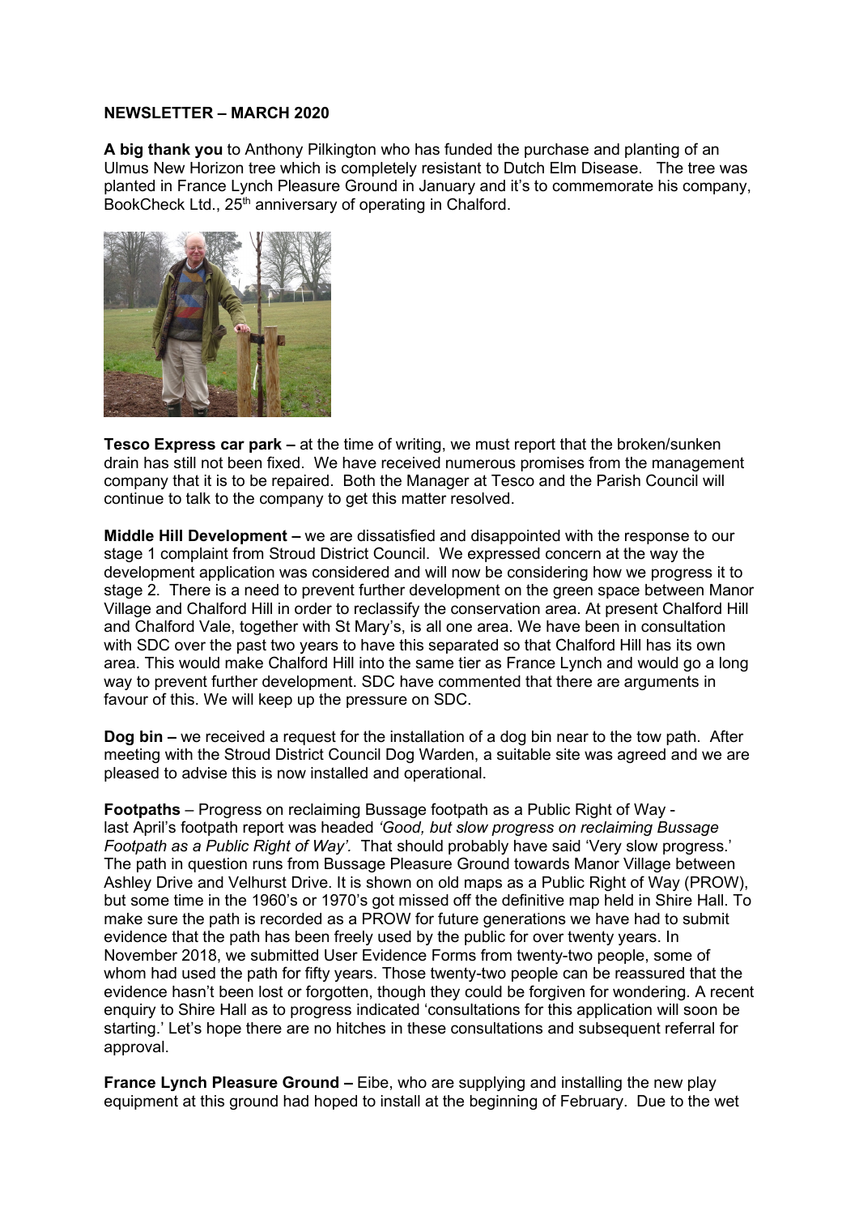**NEWSLETTER – MARCH 2020**

**A big thank you** to Anthony Pilkington who has funded the purchase and planting of an Ulmus New Horizon tree which is completely resistant to Dutch Elm Disease. The tree was planted in France Lynch Pleasure Ground in January and it's to commemorate his company, BookCheck Ltd., 25th anniversary of operating in Chalford.

**Tesco Express car park –** at the time of writing, we must report that the broken/sunken drain has still not been fixed. We have received numerous promises from the management company that it is to be repaired. Both the Manager at Tesco and the Parish Council will continue to talk to the company to get this matter resolved.

**Middle Hill Development –** we are dissatisfied and disappointed with the response to our stage 1 complaint from Stroud District Council. We expressed concern at the way the development application was considered and will now be considering how we progress it to stage 2. There is a need to prevent further development on the green space between Manor Village and Chalford Hill in order to reclassify the conservation area. At present Chalford Hill and Chalford Vale, together with St Mary's, is all one area. We have been in consultation with SDC over the past two years to have this separated so that Chalford Hill has its own area. This would make Chalford Hill into the same tier as France Lynch and would go a long way to prevent further development. SDC have commented that there are arguments in favour of this. We will keep up the pressure on SDC.

**Dog bin –** we received a request for the installation of a dog bin near to the tow path. After meeting with the Stroud District Council Dog Warden, a suitable site was agreed and we are pleased to advise this is now installed and operational.

**Footpaths** – Progress on reclaiming Bussage footpath as a Public Right of Way - last April's footpath report was headed *'Good, but slow progress on reclaiming Bussage Footpath as a Public Right of Way'.* That should probably have said 'Very slow progress.' The path in question runs from Bussage Pleasure Ground towards Manor Village between Ashley Drive and Velhurst Drive. It is shown on old maps as a Public Right of Way (PROW), but some time in the 1960's or 1970's got missed off the definitive map held in Shire Hall. To make sure the path is recorded as a PROW for future generations we have had to submit evidence that the path has been freely used by the public for over twenty years. In November 2018, we submitted User Evidence Forms from twenty-two people, some of whom had used the path for fifty years. Those twenty-two people can be reassured that the evidence hasn't been lost or forgotten, though they could be forgiven for wondering. A recent enquiry to Shire Hall as to progress indicated 'consultations for this application will soon be starting.' Let's hope there are no hitches in these consultations and subsequent referral for approval.

**France Lynch Pleasure Ground –** Eibe, who are supplying and installing the new play equipment at this ground had hoped to install at the beginning of February. Due to the wet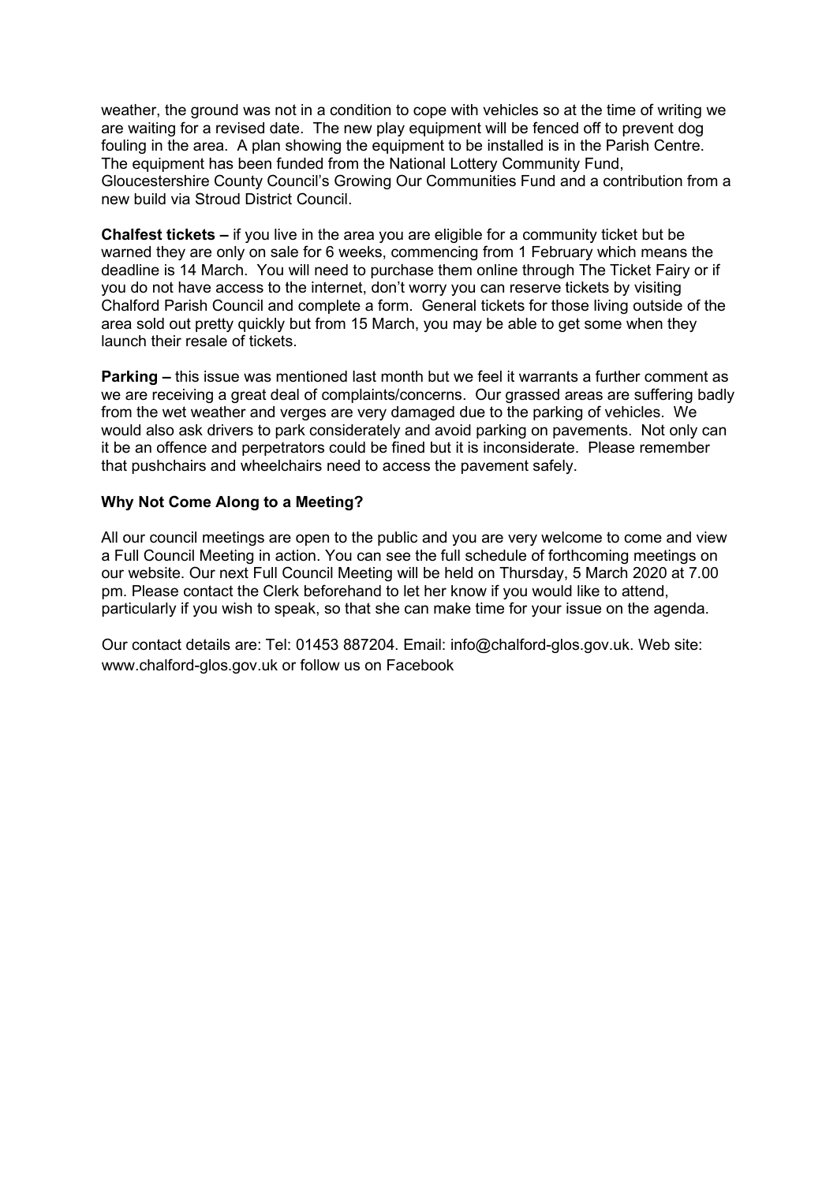weather, the ground was not in a condition to cope with vehicles so at the time of writing we are waiting for a revised date. The new play equipment will be fenced off to prevent dog fouling in the area. A plan showing the equipment to be installed is in the Parish Centre. The equipment has been funded from the National Lottery Community Fund, Gloucestershire County Council's Growing Our Communities Fund and a contribution from a new build via Stroud District Council.

**Chalfest tickets –** if you live in the area you are eligible for a community ticket but be warned they are only on sale for 6 weeks, commencing from 1 February which means the deadline is 14 March. You will need to purchase them online through The Ticket Fairy or if you do not have access to the internet, don't worry you can reserve tickets by visiting Chalford Parish Council and complete a form. General tickets for those living outside of the area sold out pretty quickly but from 15 March, you may be able to get some when they launch their resale of tickets.

**Parking –** this issue was mentioned last month but we feel it warrants a further comment as we are receiving a great deal of complaints/concerns. Our grassed areas are suffering badly from the wet weather and verges are very damaged due to the parking of vehicles. We would also ask drivers to park considerately and avoid parking on pavements. Not only can it be an offence and perpetrators could be fined but it is inconsiderate. Please remember that pushchairs and wheelchairs need to access the pavement safely.

**Why Not Come Along to a Meeting?**

All our council meetings are open to the public and you are very welcome to come and view a Full Council Meeting in action. You can see the full schedule of forthcoming meetings on our website. Our next Full Council Meeting will be held on Thursday, 5 March 2020 at 7.00 pm. Please contact the Clerk beforehand to let her know if you would like to attend, particularly if you wish to speak, so that she can make time for your issue on the agenda.

Our contact details are: Tel: 01453 887204. Email: info@chalford-glos.gov.uk. Web site: www.chalford-glos.gov.uk or follow us on Facebook